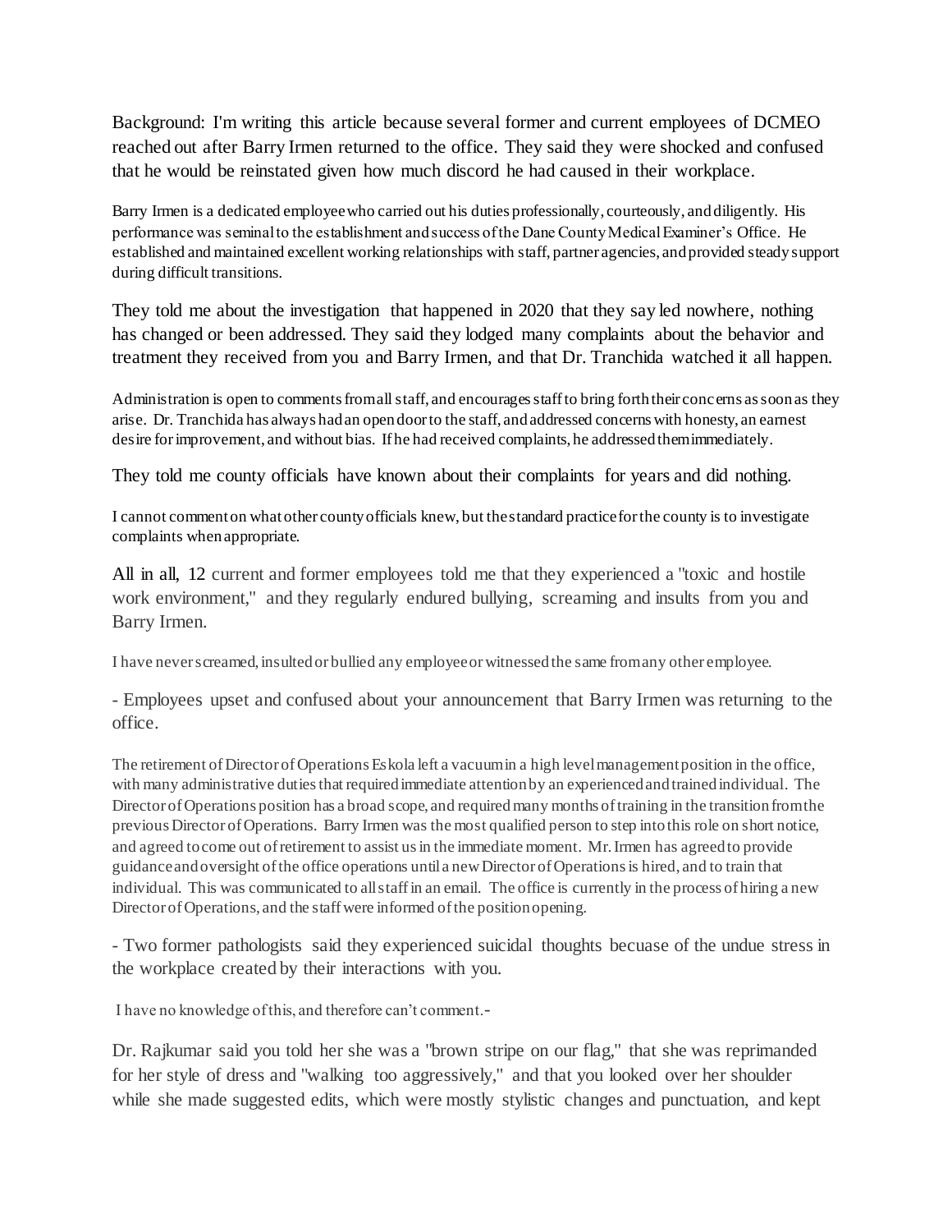Background: I'm writing this article because several former and current employees of DCMEO reached out after Barry Irmen returned to the office. They said they were shocked and confused that he would be reinstated given how much discord he had caused in their workplace.

Barry Irmen is a dedicated employee who carried out his duties professionally, courteously, and diligently. His performance was seminal to the establishment and success of the Dane County Medical Examiner's Office. He established and maintained excellent working relationships with staff, partner agencies, and provided steady support during difficult transitions.

They told me about the investigation that happened in 2020 that they say led nowhere, nothing has changed or been addressed. They said they lodged many complaints about the behavior and treatment they received from you and Barry Irmen, and that Dr. Tranchida watched it all happen.

Administration is open to comments from all staff, and encourages staff to bring forth their concerns as soon as they arise. Dr. Tranchida has always had an open door to the staff, and addressed concerns with honesty, an earnest desire for improvement, and without bias. If he had received complaints, he addressed them immediately.

They told me county officials have known about their complaints for years and did nothing.

I cannot comment on what other county officials knew, but the standard practice for the county is to investigate complaints when appropriate.

All in all, 12 current and former employees told me that they experienced a "toxic and hostile work environment," and they regularly endured bullying, screaming and insults from you and Barry Irmen.

I have never screamed, insulted or bullied any employee or witnessed the same from any other employee.

- Employees upset and confused about your announcement that Barry Irmen was returning to the office.

The retirement of Director of Operations Eskola left a vacuum in a high level management position in the office, with many administrative duties that required immediate attention by an experienced and trained individual. The Director of Operations position has a broad scope, and required many months of training in the transition from the previous Director of Operations. Barry Irmen was the most qualified person to step into this role on short notice, and agreed to come out of retirement to assist us in the immediate moment. Mr. Irmen has agreed to provide guidance and oversight of the office operations until a new Director of Operations is hired, and to train that individual. This was communicated to all staff in an email. The office is currently in the process of hiring a new Director of Operations, and the staff were informed of the position opening.

- Two former pathologists said they experienced suicidal thoughts becuase of the undue stress in the workplace created by their interactions with you.

I have no knowledge of this, and therefore can't comment.-

Dr. Rajkumar said you told her she was a "brown stripe on our flag," that she was reprimanded for her style of dress and "walking too aggressively," and that you looked over her shoulder while she made suggested edits, which were mostly stylistic changes and punctuation, and kept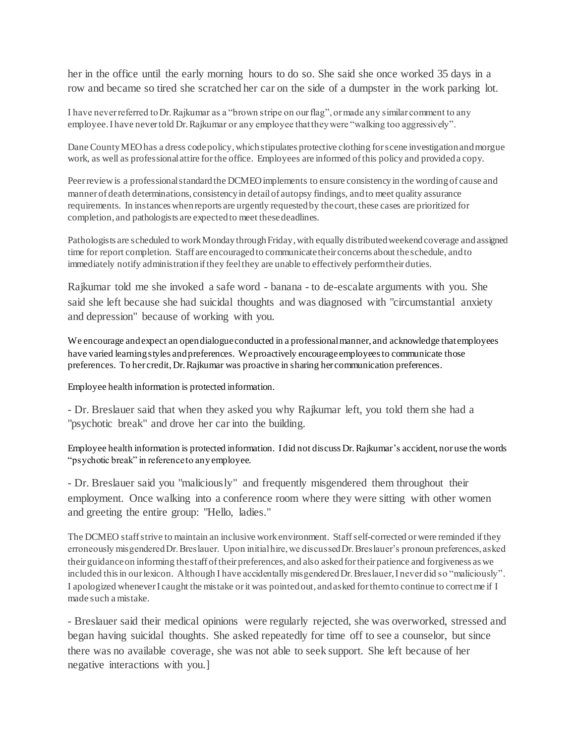her in the office until the early morning hours to do so. She said she once worked 35 days in a row and became so tired she scratched her car on the side of a dumpster in the work parking lot.

I have never referred to Dr. Rajkumar as a "brown stripe on our flag", or made any similar comment to any employee. I have never told Dr. Rajkumar or any employee that they were "walking too aggressively".

Dane County MEO has a dress code policy, which stipulates protective clothing for scene investigation and morgue work, as well as professional attire for the office. Employees are informed of this policy and provided a copy.

Peer review is a professional standard the DCMEO implements to ensure consistency in the wording of cause and manner of death determinations, consistency in detail of autopsy findings, and to meet quality assurance requirements. In instances when reports are urgently requested by the court, these cases are prioritized for completion, and pathologists are expected to meet these deadlines.

Pathologists are scheduled to work Monday through Friday, with equally distributed weekend coverage and assigned time for report completion. Staff are encouraged to communicate their concerns about the schedule, and to immediately notify administration if they feel they are unable to effectively perform their duties.

Rajkumar told me she invoked a safe word - banana - to de-escalate arguments with you. She said she left because she had suicidal thoughts and was diagnosed with "circumstantial anxiety and depression" because of working with you.

We encourage and expect an open dialogue conducted in a professional manner, and acknowledge that employees have varied learning styles and preferences. We proactively encourage employees to communicate those preferences. To her credit, Dr. Rajkumar was proactive in sharing her communication preferences.

Employee health information is protected information.

- Dr. Breslauer said that when they asked you why Rajkumar left, you told them she had a "psychotic break" and drove her car into the building.

Employee health information is protected information. I did not discuss Dr. Rajkumar's accident, nor use the words "psychotic break" in reference to any employee.

- Dr. Breslauer said you "maliciously" and frequently misgendered them throughout their employment. Once walking into a conference room where they were sitting with other women and greeting the entire group: "Hello, ladies."

The DCMEO staff strive to maintain an inclusive work environment. Staff self-corrected or were reminded if they erroneously misgendered Dr. Breslauer. Upon initial hire, we discussed Dr. Breslauer's pronoun preferences, asked their guidance on informing the staff of their preferences, and also asked for their patience and forgiveness as we included this in our lexicon. Although I have accidentally misgendered Dr. Breslauer, I never did so "maliciously". I apologized whenever I caught the mistake or it was pointed out, and asked for them to continue to correct me if I made such a mistake.

- Breslauer said their medical opinions were regularly rejected, she was overworked, stressed and began having suicidal thoughts. She asked repeatedly for time off to see a counselor, but since there was no available coverage, she was not able to seek support. She left because of her negative interactions with you.]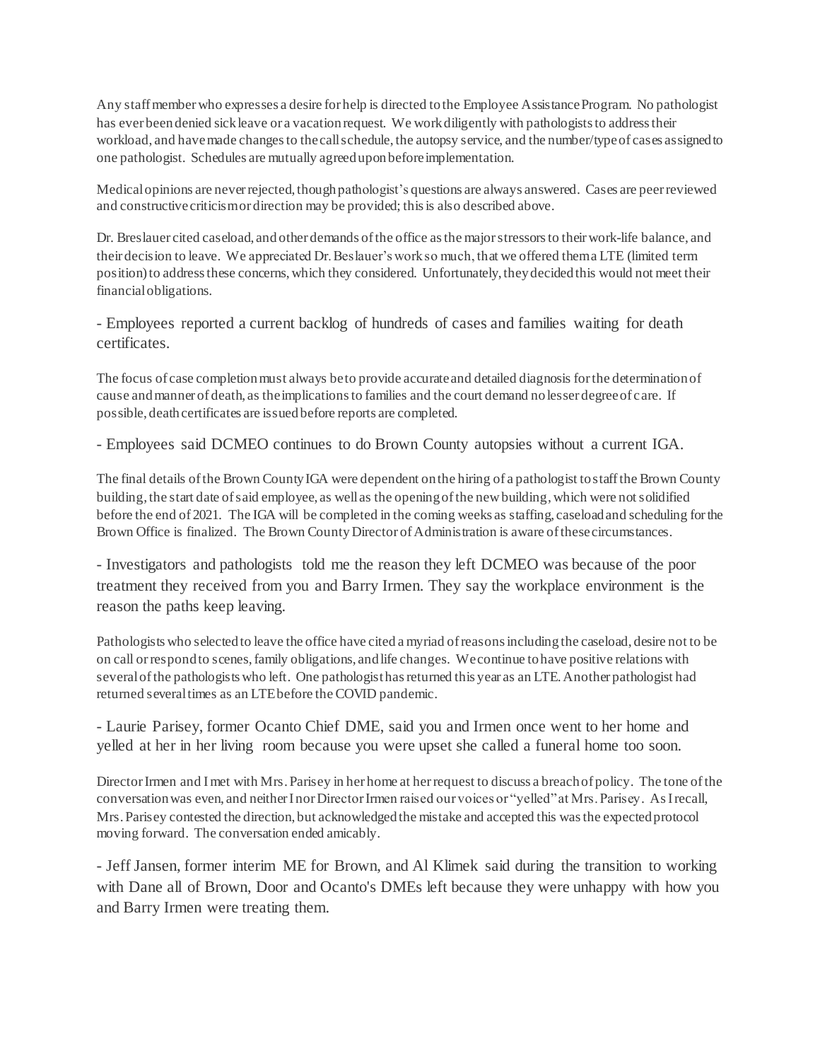Any staff member who expresses a desire for help is directed to the Employee Assistance Program. No pathologist has ever been denied sick leave or a vacation request. We work diligently with pathologists to address their workload, and have made changes to the call schedule, the autopsy service, and the number/type of cases assigned to one pathologist. Schedules are mutually agreed upon before implementation.

Medical opinions are never rejected, though pathologist's questions are always answered. Cases are peer reviewed and constructive criticism or direction may be provided; this is also described above.

Dr. Breslauer cited caseload, and other demands of the office as the major stressors to their work-life balance, and their decision to leave. We appreciated Dr. Beslauer's work so much, that we offered them a LTE (limited term position) to address these concerns, which they considered. Unfortunately, they decided this would not meet their financial obligations.

- Employees reported a current backlog of hundreds of cases and families waiting for death certificates.

The focus of case completion must always be to provide accurate and detailed diagnosis for the determination of cause and manner of death, as the implications to families and the court demand no lesser degree of care. If possible, death certificates are issued before reports are completed.

- Employees said DCMEO continues to do Brown County autopsies without a current IGA.

The final details of the Brown County IGA were dependent on the hiring of a pathologist to staff the Brown County building, the start date of said employee, as well as the opening of the new building, which were not solidified before the end of 2021. The IGA will be completed in the coming weeks as staffing, caseload and scheduling for the Brown Office is finalized. The Brown County Director of Administration is aware of these circumstances.

- Investigators and pathologists told me the reason they left DCMEO was because of the poor treatment they received from you and Barry Irmen. They say the workplace environment is the reason the paths keep leaving.

Pathologists who selected to leave the office have cited a myriad of reasons including the caseload, desire not to be on call or respond to scenes, family obligations, and life changes. We continue to have positive relations with several of the pathologists who left. One pathologist has returned this year as an LTE. Another pathologist had returned several times as an LTE before the COVID pandemic.

- Laurie Parisey, former Ocanto Chief DME, said you and Irmen once went to her home and yelled at her in her living room because you were upset she called a funeral home too soon.

Director Irmen and I met with Mrs. Parisey in her home at her request to discuss a breach of policy. The tone of the conversation was even, and neither I nor Director Irmen raised our voices or "yelled" at Mrs. Parisey. As I recall, Mrs. Parisey contested the direction, but acknowledged the mistake and accepted this was the expected protocol moving forward. The conversation ended amicably.

- Jeff Jansen, former interim ME for Brown, and Al Klimek said during the transition to working with Dane all of Brown, Door and Ocanto's DMEs left because they were unhappy with how you and Barry Irmen were treating them.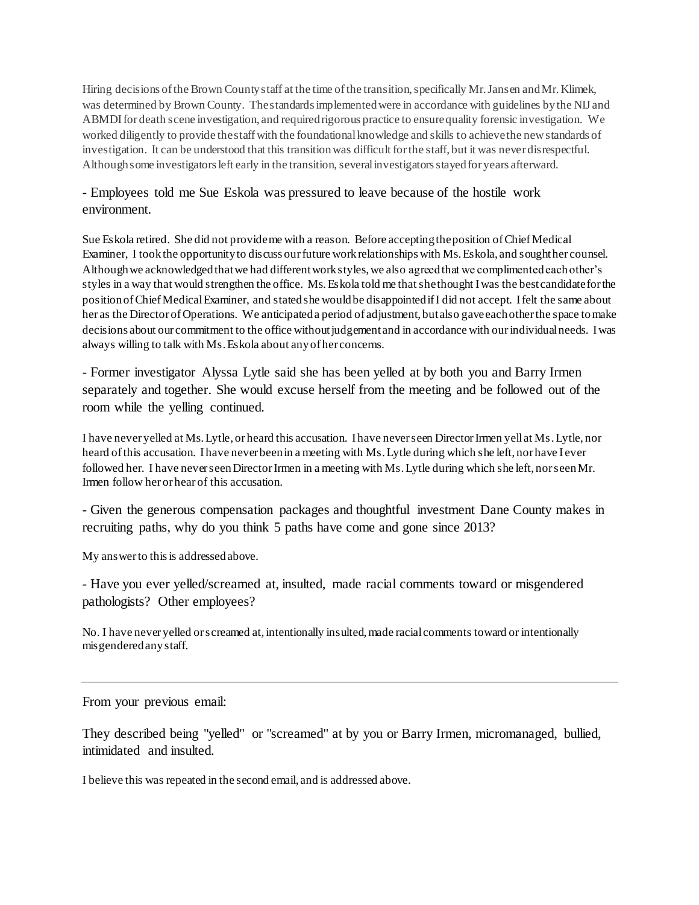Hiring decisions of the Brown County staff at the time of the transition, specifically Mr. Jansen and Mr. Klimek, was determined by Brown County. The standards implemented were in accordance with guidelines by the NIJ and ABMDI for death scene investigation, and required rigorous practice to ensure quality forensic investigation. We worked diligently to provide the staff with the foundational knowledge and skills to achieve the new standards of investigation. It can be understood that this transition was difficult for the staff, but it was never disrespectful. Although some investigators left early in the transition, several investigators stayed for years afterward.

- Employees told me Sue Eskola was pressured to leave because of the hostile work environment.

Sue Eskola retired. She did not provide me with a reason. Before accepting the position of Chief Medical Examiner, I took the opportunity to discuss our future work relationships with Ms. Eskola, and sought her counsel. Although we acknowledged that we had different work styles, we also agreed that we complimented each other's styles in a way that would strengthen the office. Ms. Eskola told me that she thought I was the best candidate for the position of Chief Medical Examiner, and stated she would be disappointed if I did not accept. I felt the same about her as the Director of Operations. We anticipated a period of adjustment, but also gave each other the space to make decisions about our commitment to the office without judgement and in accordance with our individual needs. I was always willing to talk with Ms. Eskola about any of her concerns.

- Former investigator Alyssa Lytle said she has been yelled at by both you and Barry Irmen separately and together. She would excuse herself from the meeting and be followed out of the room while the yelling continued.

I have never yelled at Ms. Lytle, or heard this accusation. I have never seen Director Irmen yell at Ms. Lytle, nor heard of this accusation. I have never been in a meeting with Ms. Lytle during which she left, nor have I ever followed her. I have never seen Director Irmen in a meeting with Ms. Lytle during which she left, nor seen Mr. Irmen follow her or hear of this accusation.

- Given the generous compensation packages and thoughtful investment Dane County makes in recruiting paths, why do you think 5 paths have come and gone since 2013?

My answer to this is addressed above.

- Have you ever yelled/screamed at, insulted, made racial comments toward or misgendered pathologists? Other employees?

No. I have never yelled or screamed at, intentionally insulted, made racial comments toward or intentionally misgendered any staff.

---

From your previous email:

They described being "yelled" or "screamed" at by you or Barry Irmen, micromanaged, bullied, intimidated and insulted.

I believe this was repeated in the second email, and is addressed above.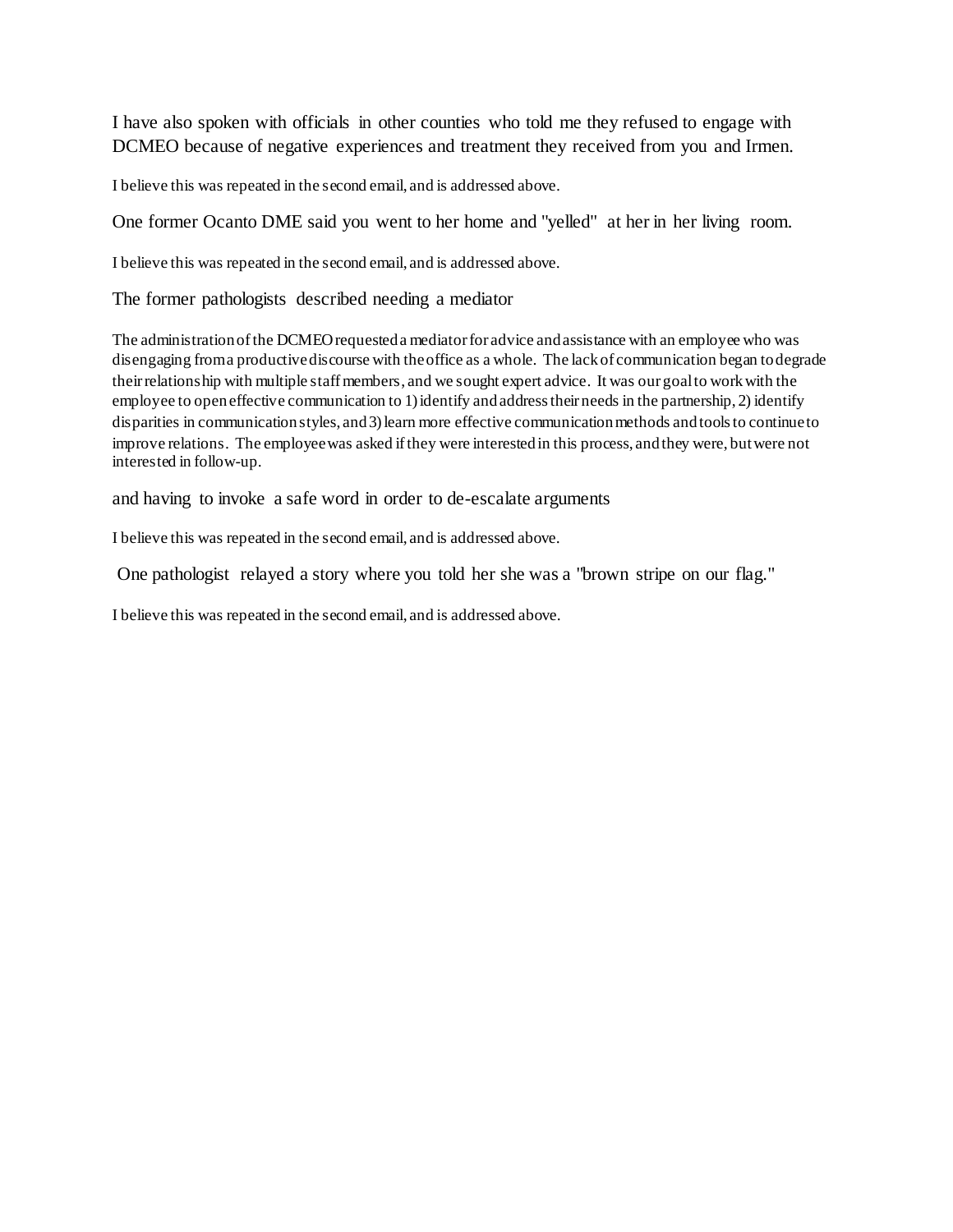I have also spoken with officials in other counties who told me they refused to engage with DCMEO because of negative experiences and treatment they received from you and Irmen.

I believe this was repeated in the second email, and is addressed above.

One former Ocanto DME said you went to her home and "yelled" at her in her living room.

I believe this was repeated in the second email, and is addressed above.

The former pathologists described needing a mediator

The administration of the DCMEO requested a mediator for advice and assistance with an employee who was disengaging from a productive discourse with the office as a whole. The lack of communication began to degrade their relationship with multiple staff members, and we sought expert advice. It was our goal to work with the employee to open effective communication to 1) identify and address their needs in the partnership, 2) identify disparities in communication styles, and 3) learn more effective communication methods and tools to continue to improve relations. The employee was asked if they were interested in this process, and they were, but were not interested in follow-up.

and having to invoke a safe word in order to de-escalate arguments

I believe this was repeated in the second email, and is addressed above.

One pathologist relayed a story where you told her she was a "brown stripe on our flag."

I believe this was repeated in the second email, and is addressed above.